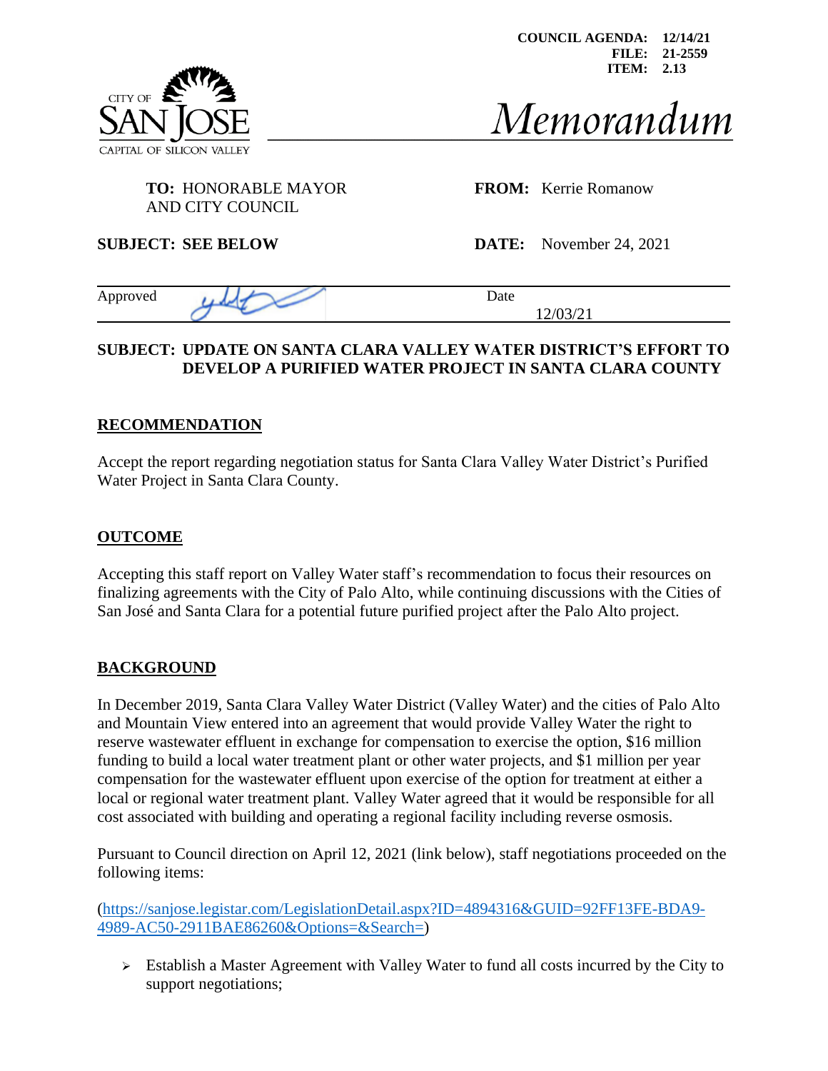COUNCIL AGENDA: 12/14/21
FILE: 21-2559
ITEM: 2.13

CITY OF SAN JOSE
CAPITAL OF SILICON VALLEY

# Memorandum

**TO:** HONORABLE MAYOR AND CITY COUNCIL

**FROM:** Kerrie Romanow

**SUBJECT: SEE BELOW**

**DATE:** November 24, 2021

Approved | Date 12/03/21

**SUBJECT: UPDATE ON SANTA CLARA VALLEY WATER DISTRICT'S EFFORT TO DEVELOP A PURIFIED WATER PROJECT IN SANTA CLARA COUNTY**

## RECOMMENDATION

Accept the report regarding negotiation status for Santa Clara Valley Water District's Purified Water Project in Santa Clara County.

## OUTCOME

Accepting this staff report on Valley Water staff's recommendation to focus their resources on finalizing agreements with the City of Palo Alto, while continuing discussions with the Cities of San José and Santa Clara for a potential future purified project after the Palo Alto project.

## BACKGROUND

In December 2019, Santa Clara Valley Water District (Valley Water) and the cities of Palo Alto and Mountain View entered into an agreement that would provide Valley Water the right to reserve wastewater effluent in exchange for compensation to exercise the option, $16 million funding to build a local water treatment plant or other water projects, and $1 million per year compensation for the wastewater effluent upon exercise of the option for treatment at either a local or regional water treatment plant. Valley Water agreed that it would be responsible for all cost associated with building and operating a regional facility including reverse osmosis.

Pursuant to Council direction on April 12, 2021 (link below), staff negotiations proceeded on the following items:

(https://sanjose.legistar.com/LegislationDetail.aspx?ID=4894316&GUID=92FF13FE-BDA9-4989-AC50-2911BAE86260&Options=&Search=)

- Establish a Master Agreement with Valley Water to fund all costs incurred by the City to support negotiations;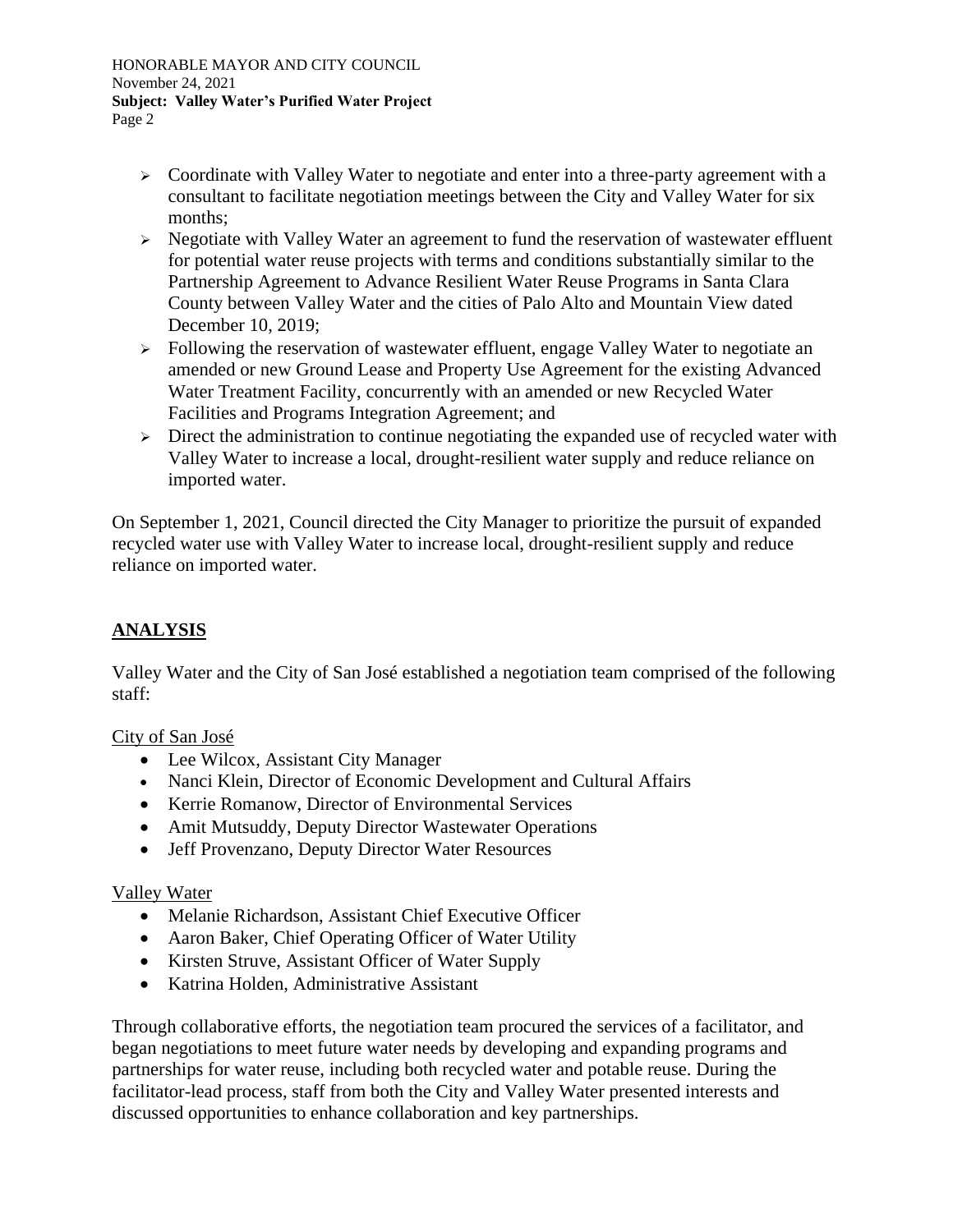- Coordinate with Valley Water to negotiate and enter into a three-party agreement with a consultant to facilitate negotiation meetings between the City and Valley Water for six months;
- Negotiate with Valley Water an agreement to fund the reservation of wastewater effluent for potential water reuse projects with terms and conditions substantially similar to the Partnership Agreement to Advance Resilient Water Reuse Programs in Santa Clara County between Valley Water and the cities of Palo Alto and Mountain View dated December 10, 2019;
- Following the reservation of wastewater effluent, engage Valley Water to negotiate an amended or new Ground Lease and Property Use Agreement for the existing Advanced Water Treatment Facility, concurrently with an amended or new Recycled Water Facilities and Programs Integration Agreement; and
- Direct the administration to continue negotiating the expanded use of recycled water with Valley Water to increase a local, drought-resilient water supply and reduce reliance on imported water.

On September 1, 2021, Council directed the City Manager to prioritize the pursuit of expanded recycled water use with Valley Water to increase local, drought-resilient supply and reduce reliance on imported water.

## ANALYSIS

Valley Water and the City of San José established a negotiation team comprised of the following staff:

City of San José

- Lee Wilcox, Assistant City Manager
- Nanci Klein, Director of Economic Development and Cultural Affairs
- Kerrie Romanow, Director of Environmental Services
- Amit Mutsuddy, Deputy Director Wastewater Operations
- Jeff Provenzano, Deputy Director Water Resources

Valley Water

- Melanie Richardson, Assistant Chief Executive Officer
- Aaron Baker, Chief Operating Officer of Water Utility
- Kirsten Struve, Assistant Officer of Water Supply
- Katrina Holden, Administrative Assistant

Through collaborative efforts, the negotiation team procured the services of a facilitator, and began negotiations to meet future water needs by developing and expanding programs and partnerships for water reuse, including both recycled water and potable reuse. During the facilitator-lead process, staff from both the City and Valley Water presented interests and discussed opportunities to enhance collaboration and key partnerships.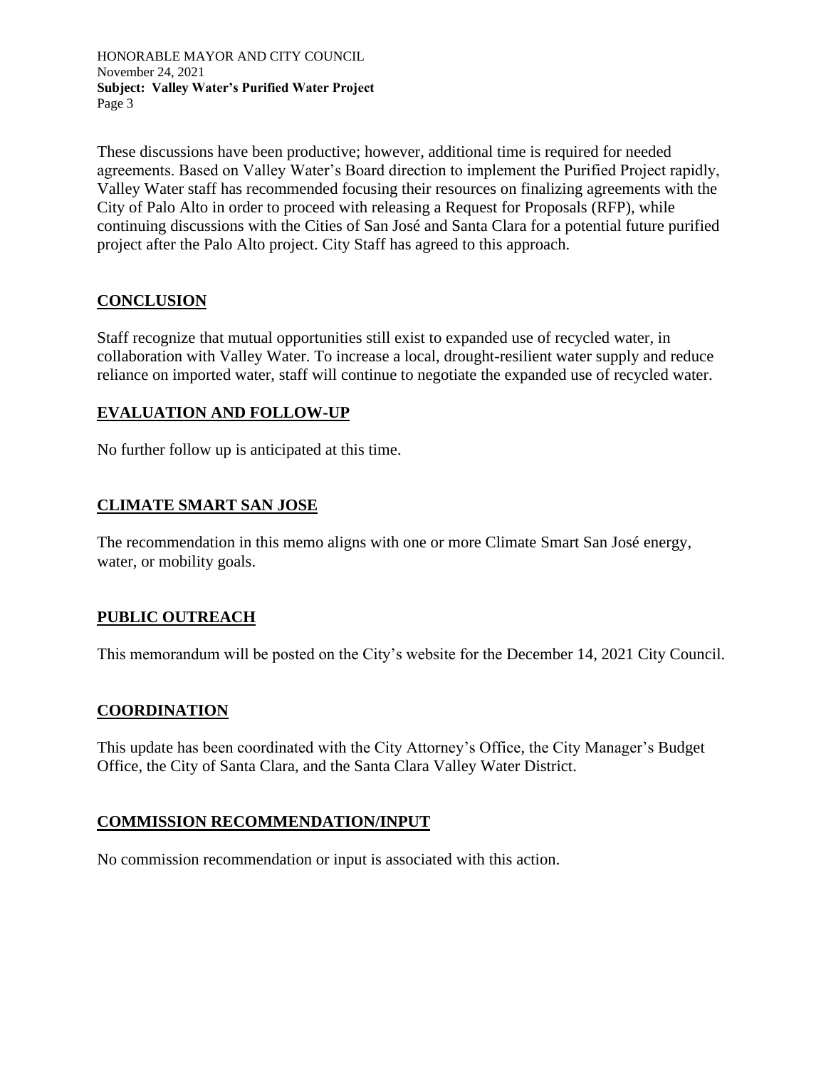These discussions have been productive; however, additional time is required for needed agreements. Based on Valley Water's Board direction to implement the Purified Project rapidly, Valley Water staff has recommended focusing their resources on finalizing agreements with the City of Palo Alto in order to proceed with releasing a Request for Proposals (RFP), while continuing discussions with the Cities of San José and Santa Clara for a potential future purified project after the Palo Alto project. City Staff has agreed to this approach.

## CONCLUSION

Staff recognize that mutual opportunities still exist to expanded use of recycled water, in collaboration with Valley Water. To increase a local, drought-resilient water supply and reduce reliance on imported water, staff will continue to negotiate the expanded use of recycled water.

## EVALUATION AND FOLLOW-UP

No further follow up is anticipated at this time.

## CLIMATE SMART SAN JOSE

The recommendation in this memo aligns with one or more Climate Smart San José energy, water, or mobility goals.

## PUBLIC OUTREACH

This memorandum will be posted on the City's website for the December 14, 2021 City Council.

## COORDINATION

This update has been coordinated with the City Attorney's Office, the City Manager's Budget Office, the City of Santa Clara, and the Santa Clara Valley Water District.

## COMMISSION RECOMMENDATION/INPUT

No commission recommendation or input is associated with this action.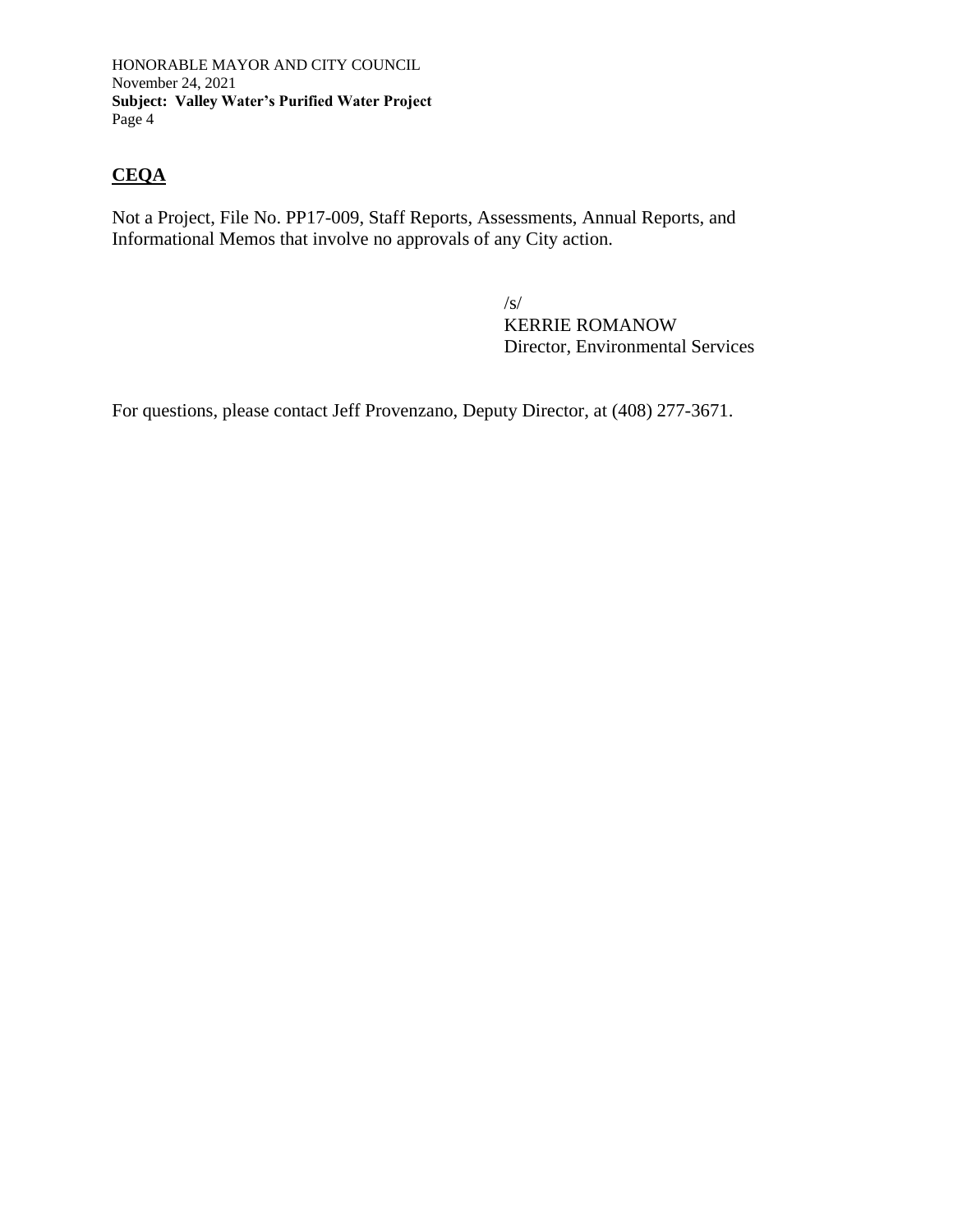## CEQA

Not a Project, File No. PP17-009, Staff Reports, Assessments, Annual Reports, and Informational Memos that involve no approvals of any City action.

/s/
KERRIE ROMANOW
Director, Environmental Services

For questions, please contact Jeff Provenzano, Deputy Director, at (408) 277-3671.